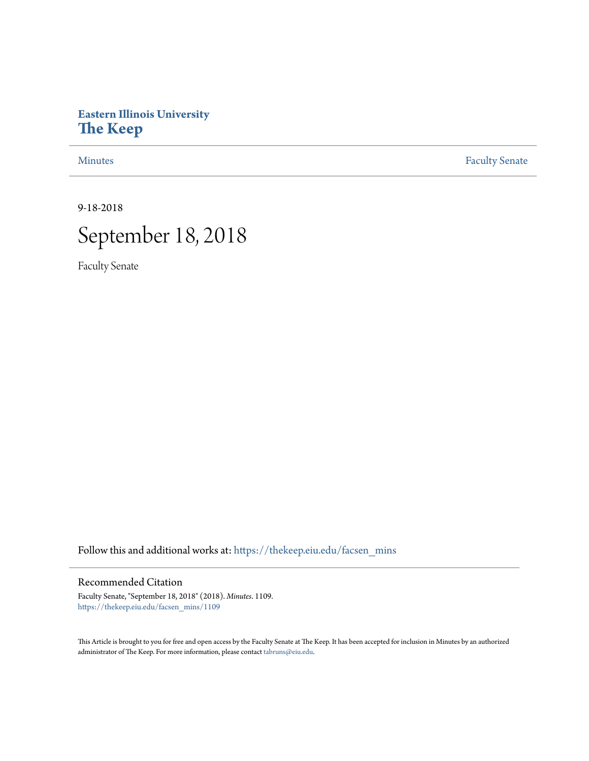# Eastern Illinois University
# The Keep

Minutes | Faculty Senate

9-18-2018

# September 18, 2018

Faculty Senate

Follow this and additional works at: https://thekeep.eiu.edu/facsen_mins

## Recommended Citation

Faculty Senate, "September 18, 2018" (2018). *Minutes*. 1109.
https://thekeep.eiu.edu/facsen_mins/1109

This Article is brought to you for free and open access by the Faculty Senate at The Keep. It has been accepted for inclusion in Minutes by an authorized administrator of The Keep. For more information, please contact tabruns@eiu.edu.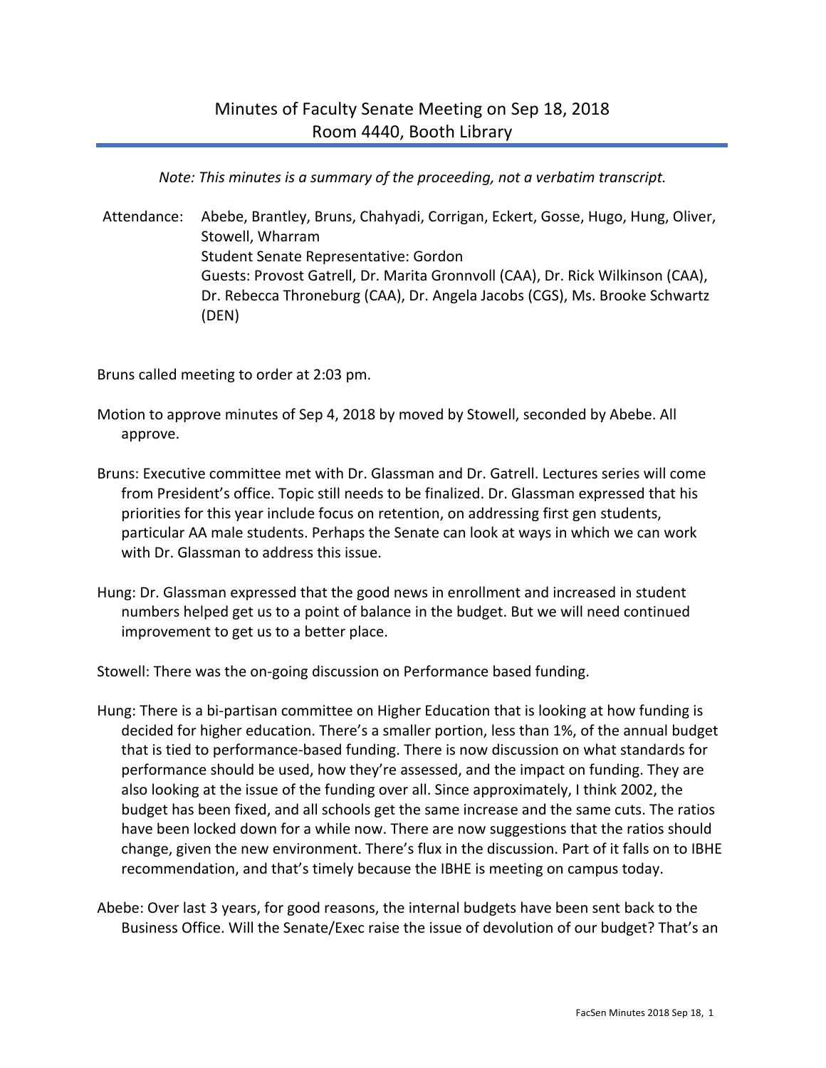# Minutes of Faculty Senate Meeting on Sep 18, 2018
## Room 4440, Booth Library

*Note: This minutes is a summary of the proceeding, not a verbatim transcript.*

Attendance: Abebe, Brantley, Bruns, Chahyadi, Corrigan, Eckert, Gosse, Hugo, Hung, Oliver, Stowell, Wharram
Student Senate Representative: Gordon
Guests: Provost Gatrell, Dr. Marita Gronnvoll (CAA), Dr. Rick Wilkinson (CAA), Dr. Rebecca Throneburg (CAA), Dr. Angela Jacobs (CGS), Ms. Brooke Schwartz (DEN)

Bruns called meeting to order at 2:03 pm.

Motion to approve minutes of Sep 4, 2018 by moved by Stowell, seconded by Abebe. All approve.

Bruns: Executive committee met with Dr. Glassman and Dr. Gatrell. Lectures series will come from President's office. Topic still needs to be finalized. Dr. Glassman expressed that his priorities for this year include focus on retention, on addressing first gen students, particular AA male students. Perhaps the Senate can look at ways in which we can work with Dr. Glassman to address this issue.

Hung: Dr. Glassman expressed that the good news in enrollment and increased in student numbers helped get us to a point of balance in the budget. But we will need continued improvement to get us to a better place.

Stowell: There was the on-going discussion on Performance based funding.

Hung: There is a bi-partisan committee on Higher Education that is looking at how funding is decided for higher education. There's a smaller portion, less than 1%, of the annual budget that is tied to performance-based funding. There is now discussion on what standards for performance should be used, how they're assessed, and the impact on funding. They are also looking at the issue of the funding over all. Since approximately, I think 2002, the budget has been fixed, and all schools get the same increase and the same cuts. The ratios have been locked down for a while now. There are now suggestions that the ratios should change, given the new environment. There's flux in the discussion. Part of it falls on to IBHE recommendation, and that's timely because the IBHE is meeting on campus today.

Abebe: Over last 3 years, for good reasons, the internal budgets have been sent back to the Business Office. Will the Senate/Exec raise the issue of devolution of our budget? That's an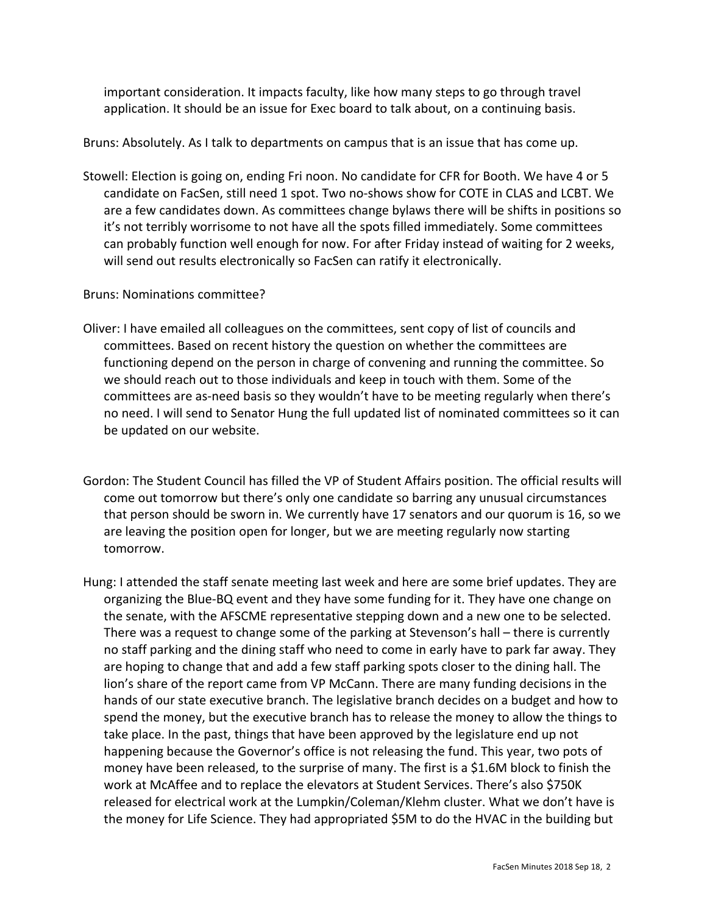important consideration. It impacts faculty, like how many steps to go through travel application. It should be an issue for Exec board to talk about, on a continuing basis.

Bruns: Absolutely. As I talk to departments on campus that is an issue that has come up.

Stowell: Election is going on, ending Fri noon. No candidate for CFR for Booth. We have 4 or 5 candidate on FacSen, still need 1 spot. Two no-shows show for COTE in CLAS and LCBT. We are a few candidates down. As committees change bylaws there will be shifts in positions so it's not terribly worrisome to not have all the spots filled immediately. Some committees can probably function well enough for now. For after Friday instead of waiting for 2 weeks, will send out results electronically so FacSen can ratify it electronically.

Bruns: Nominations committee?

Oliver: I have emailed all colleagues on the committees, sent copy of list of councils and committees. Based on recent history the question on whether the committees are functioning depend on the person in charge of convening and running the committee. So we should reach out to those individuals and keep in touch with them. Some of the committees are as-need basis so they wouldn't have to be meeting regularly when there's no need. I will send to Senator Hung the full updated list of nominated committees so it can be updated on our website.

Gordon: The Student Council has filled the VP of Student Affairs position. The official results will come out tomorrow but there's only one candidate so barring any unusual circumstances that person should be sworn in. We currently have 17 senators and our quorum is 16, so we are leaving the position open for longer, but we are meeting regularly now starting tomorrow.

Hung: I attended the staff senate meeting last week and here are some brief updates. They are organizing the Blue-BQ event and they have some funding for it. They have one change on the senate, with the AFSCME representative stepping down and a new one to be selected. There was a request to change some of the parking at Stevenson's hall – there is currently no staff parking and the dining staff who need to come in early have to park far away. They are hoping to change that and add a few staff parking spots closer to the dining hall. The lion's share of the report came from VP McCann. There are many funding decisions in the hands of our state executive branch. The legislative branch decides on a budget and how to spend the money, but the executive branch has to release the money to allow the things to take place. In the past, things that have been approved by the legislature end up not happening because the Governor's office is not releasing the fund. This year, two pots of money have been released, to the surprise of many. The first is a $1.6M block to finish the work at McAffee and to replace the elevators at Student Services. There's also $750K released for electrical work at the Lumpkin/Coleman/Klehm cluster. What we don't have is the money for Life Science. They had appropriated $5M to do the HVAC in the building but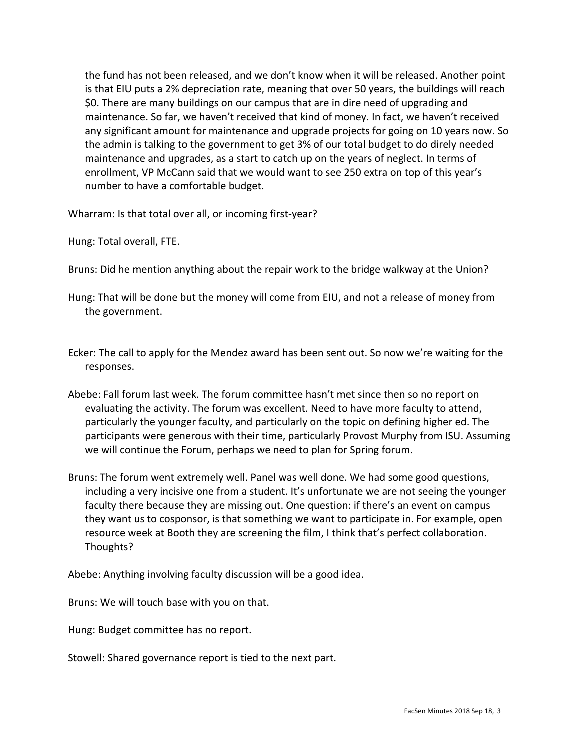the fund has not been released, and we don't know when it will be released. Another point is that EIU puts a 2% depreciation rate, meaning that over 50 years, the buildings will reach $0. There are many buildings on our campus that are in dire need of upgrading and maintenance. So far, we haven't received that kind of money. In fact, we haven't received any significant amount for maintenance and upgrade projects for going on 10 years now. So the admin is talking to the government to get 3% of our total budget to do direly needed maintenance and upgrades, as a start to catch up on the years of neglect. In terms of enrollment, VP McCann said that we would want to see 250 extra on top of this year's number to have a comfortable budget.

Wharram: Is that total over all, or incoming first-year?

Hung: Total overall, FTE.

Bruns: Did he mention anything about the repair work to the bridge walkway at the Union?

Hung: That will be done but the money will come from EIU, and not a release of money from the government.

Ecker: The call to apply for the Mendez award has been sent out. So now we're waiting for the responses.

Abebe: Fall forum last week. The forum committee hasn't met since then so no report on evaluating the activity. The forum was excellent. Need to have more faculty to attend, particularly the younger faculty, and particularly on the topic on defining higher ed. The participants were generous with their time, particularly Provost Murphy from ISU. Assuming we will continue the Forum, perhaps we need to plan for Spring forum.

Bruns: The forum went extremely well. Panel was well done. We had some good questions, including a very incisive one from a student. It's unfortunate we are not seeing the younger faculty there because they are missing out. One question: if there's an event on campus they want us to cosponsor, is that something we want to participate in. For example, open resource week at Booth they are screening the film, I think that's perfect collaboration. Thoughts?

Abebe: Anything involving faculty discussion will be a good idea.

Bruns: We will touch base with you on that.

Hung: Budget committee has no report.

Stowell: Shared governance report is tied to the next part.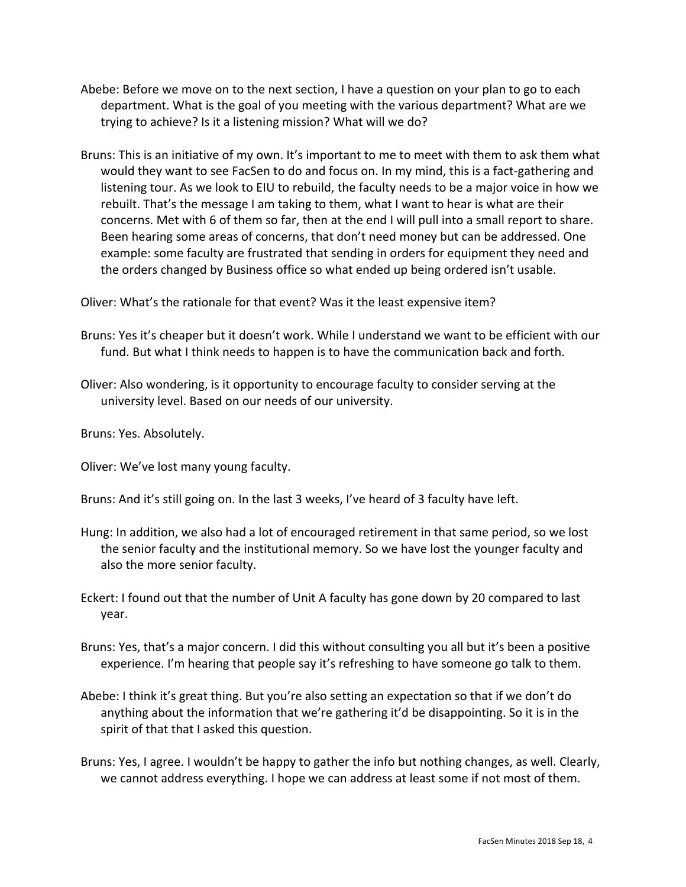Abebe: Before we move on to the next section, I have a question on your plan to go to each department. What is the goal of you meeting with the various department? What are we trying to achieve? Is it a listening mission? What will we do?

Bruns: This is an initiative of my own. It's important to me to meet with them to ask them what would they want to see FacSen to do and focus on. In my mind, this is a fact-gathering and listening tour. As we look to EIU to rebuild, the faculty needs to be a major voice in how we rebuilt. That's the message I am taking to them, what I want to hear is what are their concerns. Met with 6 of them so far, then at the end I will pull into a small report to share. Been hearing some areas of concerns, that don't need money but can be addressed. One example: some faculty are frustrated that sending in orders for equipment they need and the orders changed by Business office so what ended up being ordered isn't usable.

Oliver: What's the rationale for that event? Was it the least expensive item?

Bruns: Yes it's cheaper but it doesn't work. While I understand we want to be efficient with our fund. But what I think needs to happen is to have the communication back and forth.

Oliver: Also wondering, is it opportunity to encourage faculty to consider serving at the university level. Based on our needs of our university.

Bruns: Yes. Absolutely.

Oliver: We've lost many young faculty.

Bruns: And it's still going on. In the last 3 weeks, I've heard of 3 faculty have left.

Hung: In addition, we also had a lot of encouraged retirement in that same period, so we lost the senior faculty and the institutional memory. So we have lost the younger faculty and also the more senior faculty.

Eckert: I found out that the number of Unit A faculty has gone down by 20 compared to last year.

Bruns: Yes, that's a major concern. I did this without consulting you all but it's been a positive experience. I'm hearing that people say it's refreshing to have someone go talk to them.

Abebe: I think it's great thing. But you're also setting an expectation so that if we don't do anything about the information that we're gathering it'd be disappointing. So it is in the spirit of that that I asked this question.

Bruns: Yes, I agree. I wouldn't be happy to gather the info but nothing changes, as well. Clearly, we cannot address everything. I hope we can address at least some if not most of them.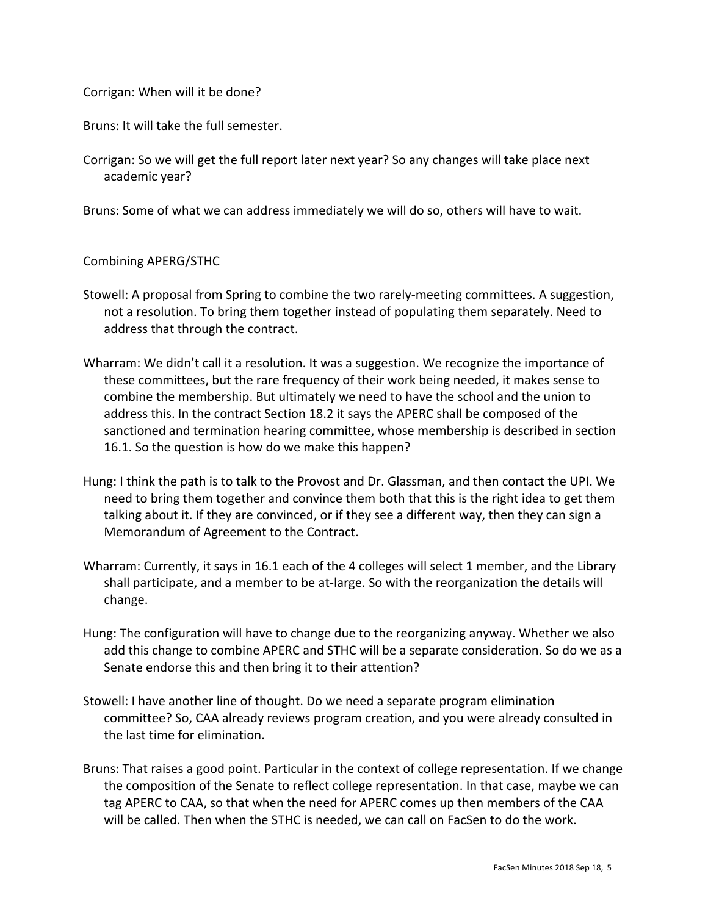Corrigan: When will it be done?

Bruns: It will take the full semester.

Corrigan: So we will get the full report later next year? So any changes will take place next academic year?

Bruns: Some of what we can address immediately we will do so, others will have to wait.

Combining APERG/STHC

Stowell: A proposal from Spring to combine the two rarely-meeting committees. A suggestion, not a resolution. To bring them together instead of populating them separately. Need to address that through the contract.

Wharram: We didn't call it a resolution. It was a suggestion. We recognize the importance of these committees, but the rare frequency of their work being needed, it makes sense to combine the membership. But ultimately we need to have the school and the union to address this. In the contract Section 18.2 it says the APERC shall be composed of the sanctioned and termination hearing committee, whose membership is described in section 16.1. So the question is how do we make this happen?

Hung: I think the path is to talk to the Provost and Dr. Glassman, and then contact the UPI. We need to bring them together and convince them both that this is the right idea to get them talking about it. If they are convinced, or if they see a different way, then they can sign a Memorandum of Agreement to the Contract.

Wharram: Currently, it says in 16.1 each of the 4 colleges will select 1 member, and the Library shall participate, and a member to be at-large. So with the reorganization the details will change.

Hung: The configuration will have to change due to the reorganizing anyway. Whether we also add this change to combine APERC and STHC will be a separate consideration. So do we as a Senate endorse this and then bring it to their attention?

Stowell: I have another line of thought. Do we need a separate program elimination committee? So, CAA already reviews program creation, and you were already consulted in the last time for elimination.

Bruns: That raises a good point. Particular in the context of college representation. If we change the composition of the Senate to reflect college representation. In that case, maybe we can tag APERC to CAA, so that when the need for APERC comes up then members of the CAA will be called. Then when the STHC is needed, we can call on FacSen to do the work.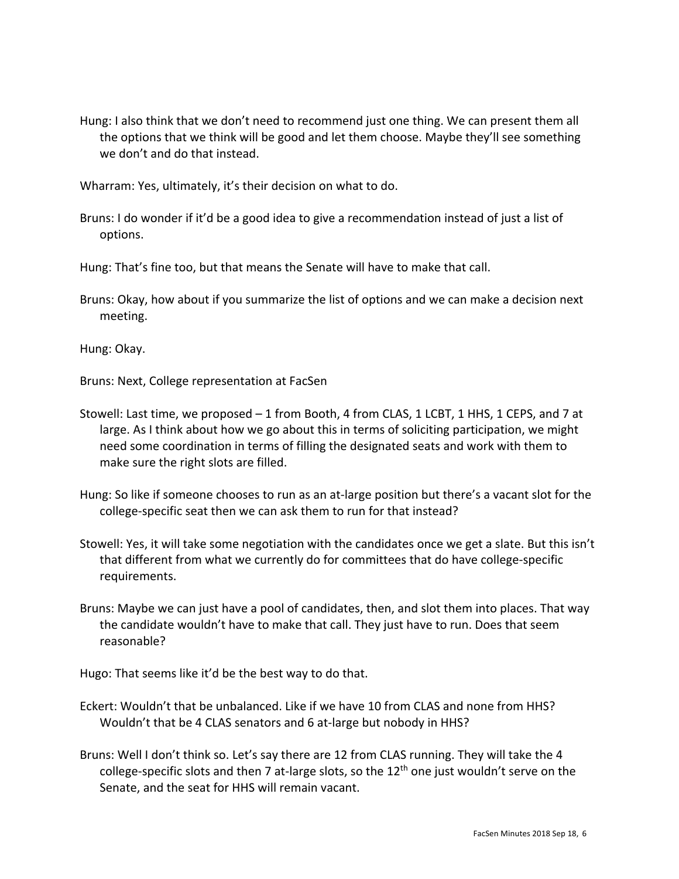Hung: I also think that we don't need to recommend just one thing. We can present them all the options that we think will be good and let them choose. Maybe they'll see something we don't and do that instead.

Wharram: Yes, ultimately, it's their decision on what to do.

Bruns: I do wonder if it'd be a good idea to give a recommendation instead of just a list of options.

Hung: That's fine too, but that means the Senate will have to make that call.

Bruns: Okay, how about if you summarize the list of options and we can make a decision next meeting.

Hung: Okay.

Bruns: Next, College representation at FacSen

Stowell: Last time, we proposed – 1 from Booth, 4 from CLAS, 1 LCBT, 1 HHS, 1 CEPS, and 7 at large. As I think about how we go about this in terms of soliciting participation, we might need some coordination in terms of filling the designated seats and work with them to make sure the right slots are filled.

Hung: So like if someone chooses to run as an at-large position but there's a vacant slot for the college-specific seat then we can ask them to run for that instead?

Stowell: Yes, it will take some negotiation with the candidates once we get a slate. But this isn't that different from what we currently do for committees that do have college-specific requirements.

Bruns: Maybe we can just have a pool of candidates, then, and slot them into places. That way the candidate wouldn't have to make that call. They just have to run. Does that seem reasonable?

Hugo: That seems like it'd be the best way to do that.

Eckert: Wouldn't that be unbalanced. Like if we have 10 from CLAS and none from HHS? Wouldn't that be 4 CLAS senators and 6 at-large but nobody in HHS?

Bruns: Well I don't think so. Let's say there are 12 from CLAS running. They will take the 4 college-specific slots and then 7 at-large slots, so the 12th one just wouldn't serve on the Senate, and the seat for HHS will remain vacant.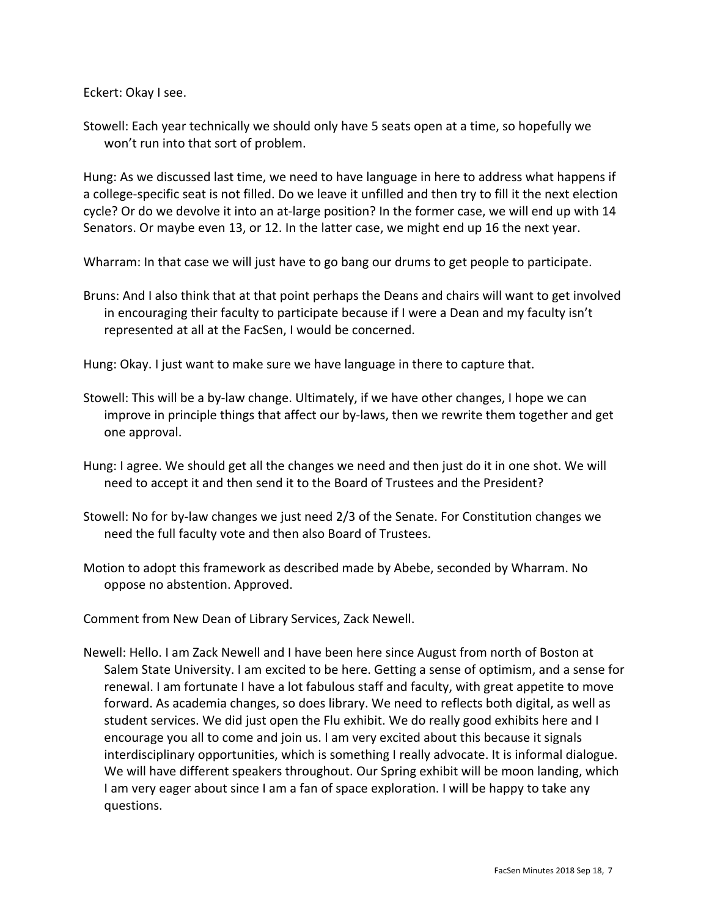Eckert: Okay I see.

Stowell: Each year technically we should only have 5 seats open at a time, so hopefully we won't run into that sort of problem.

Hung: As we discussed last time, we need to have language in here to address what happens if a college-specific seat is not filled. Do we leave it unfilled and then try to fill it the next election cycle? Or do we devolve it into an at-large position? In the former case, we will end up with 14 Senators. Or maybe even 13, or 12. In the latter case, we might end up 16 the next year.

Wharram: In that case we will just have to go bang our drums to get people to participate.

Bruns: And I also think that at that point perhaps the Deans and chairs will want to get involved in encouraging their faculty to participate because if I were a Dean and my faculty isn't represented at all at the FacSen, I would be concerned.

Hung: Okay. I just want to make sure we have language in there to capture that.

Stowell: This will be a by-law change. Ultimately, if we have other changes, I hope we can improve in principle things that affect our by-laws, then we rewrite them together and get one approval.

Hung: I agree. We should get all the changes we need and then just do it in one shot. We will need to accept it and then send it to the Board of Trustees and the President?

Stowell: No for by-law changes we just need 2/3 of the Senate. For Constitution changes we need the full faculty vote and then also Board of Trustees.

Motion to adopt this framework as described made by Abebe, seconded by Wharram. No oppose no abstention. Approved.

Comment from New Dean of Library Services, Zack Newell.

Newell: Hello. I am Zack Newell and I have been here since August from north of Boston at Salem State University. I am excited to be here. Getting a sense of optimism, and a sense for renewal. I am fortunate I have a lot fabulous staff and faculty, with great appetite to move forward. As academia changes, so does library. We need to reflects both digital, as well as student services. We did just open the Flu exhibit. We do really good exhibits here and I encourage you all to come and join us. I am very excited about this because it signals interdisciplinary opportunities, which is something I really advocate. It is informal dialogue. We will have different speakers throughout. Our Spring exhibit will be moon landing, which I am very eager about since I am a fan of space exploration. I will be happy to take any questions.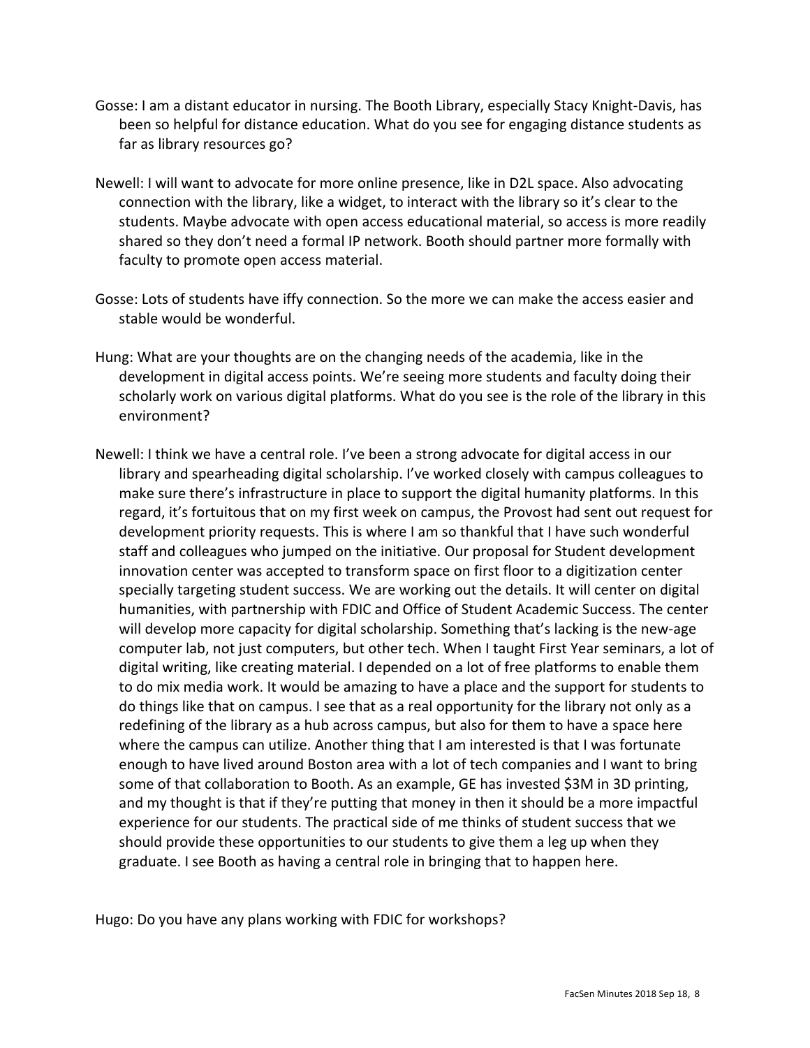Gosse: I am a distant educator in nursing. The Booth Library, especially Stacy Knight-Davis, has been so helpful for distance education. What do you see for engaging distance students as far as library resources go?

Newell: I will want to advocate for more online presence, like in D2L space. Also advocating connection with the library, like a widget, to interact with the library so it's clear to the students. Maybe advocate with open access educational material, so access is more readily shared so they don't need a formal IP network. Booth should partner more formally with faculty to promote open access material.

Gosse: Lots of students have iffy connection. So the more we can make the access easier and stable would be wonderful.

Hung: What are your thoughts are on the changing needs of the academia, like in the development in digital access points. We're seeing more students and faculty doing their scholarly work on various digital platforms. What do you see is the role of the library in this environment?

Newell: I think we have a central role. I've been a strong advocate for digital access in our library and spearheading digital scholarship. I've worked closely with campus colleagues to make sure there's infrastructure in place to support the digital humanity platforms. In this regard, it's fortuitous that on my first week on campus, the Provost had sent out request for development priority requests. This is where I am so thankful that I have such wonderful staff and colleagues who jumped on the initiative. Our proposal for Student development innovation center was accepted to transform space on first floor to a digitization center specially targeting student success. We are working out the details. It will center on digital humanities, with partnership with FDIC and Office of Student Academic Success. The center will develop more capacity for digital scholarship. Something that's lacking is the new-age computer lab, not just computers, but other tech. When I taught First Year seminars, a lot of digital writing, like creating material. I depended on a lot of free platforms to enable them to do mix media work. It would be amazing to have a place and the support for students to do things like that on campus. I see that as a real opportunity for the library not only as a redefining of the library as a hub across campus, but also for them to have a space here where the campus can utilize. Another thing that I am interested is that I was fortunate enough to have lived around Boston area with a lot of tech companies and I want to bring some of that collaboration to Booth. As an example, GE has invested $3M in 3D printing, and my thought is that if they're putting that money in then it should be a more impactful experience for our students. The practical side of me thinks of student success that we should provide these opportunities to our students to give them a leg up when they graduate. I see Booth as having a central role in bringing that to happen here.

Hugo: Do you have any plans working with FDIC for workshops?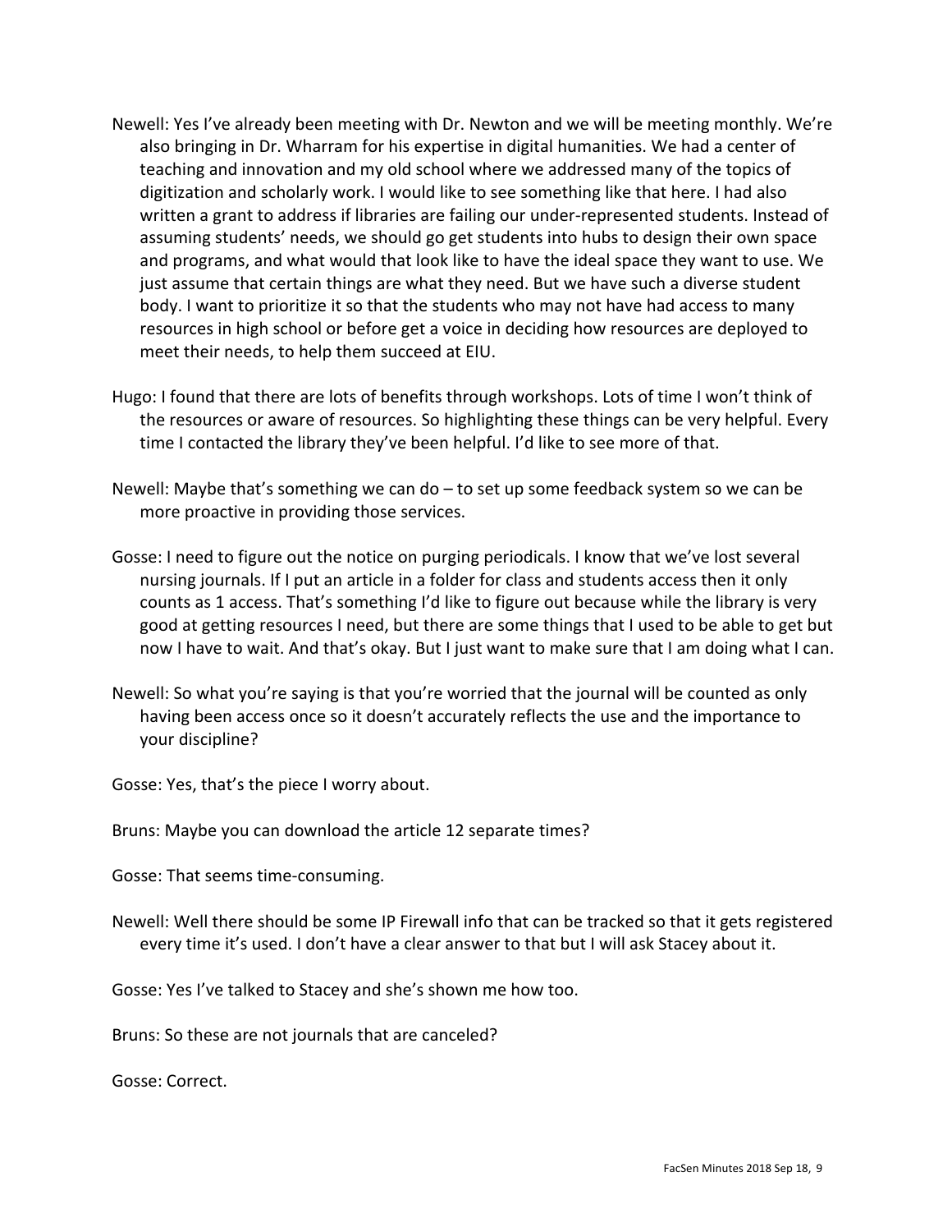Newell: Yes I've already been meeting with Dr. Newton and we will be meeting monthly. We're also bringing in Dr. Wharram for his expertise in digital humanities. We had a center of teaching and innovation and my old school where we addressed many of the topics of digitization and scholarly work. I would like to see something like that here. I had also written a grant to address if libraries are failing our under-represented students. Instead of assuming students' needs, we should go get students into hubs to design their own space and programs, and what would that look like to have the ideal space they want to use. We just assume that certain things are what they need. But we have such a diverse student body. I want to prioritize it so that the students who may not have had access to many resources in high school or before get a voice in deciding how resources are deployed to meet their needs, to help them succeed at EIU.

Hugo: I found that there are lots of benefits through workshops. Lots of time I won't think of the resources or aware of resources. So highlighting these things can be very helpful. Every time I contacted the library they've been helpful. I'd like to see more of that.

Newell: Maybe that's something we can do – to set up some feedback system so we can be more proactive in providing those services.

Gosse: I need to figure out the notice on purging periodicals. I know that we've lost several nursing journals. If I put an article in a folder for class and students access then it only counts as 1 access. That's something I'd like to figure out because while the library is very good at getting resources I need, but there are some things that I used to be able to get but now I have to wait. And that's okay. But I just want to make sure that I am doing what I can.

Newell: So what you're saying is that you're worried that the journal will be counted as only having been access once so it doesn't accurately reflects the use and the importance to your discipline?

Gosse: Yes, that's the piece I worry about.

Bruns: Maybe you can download the article 12 separate times?

Gosse: That seems time-consuming.

Newell: Well there should be some IP Firewall info that can be tracked so that it gets registered every time it's used. I don't have a clear answer to that but I will ask Stacey about it.

Gosse: Yes I've talked to Stacey and she's shown me how too.

Bruns: So these are not journals that are canceled?

Gosse: Correct.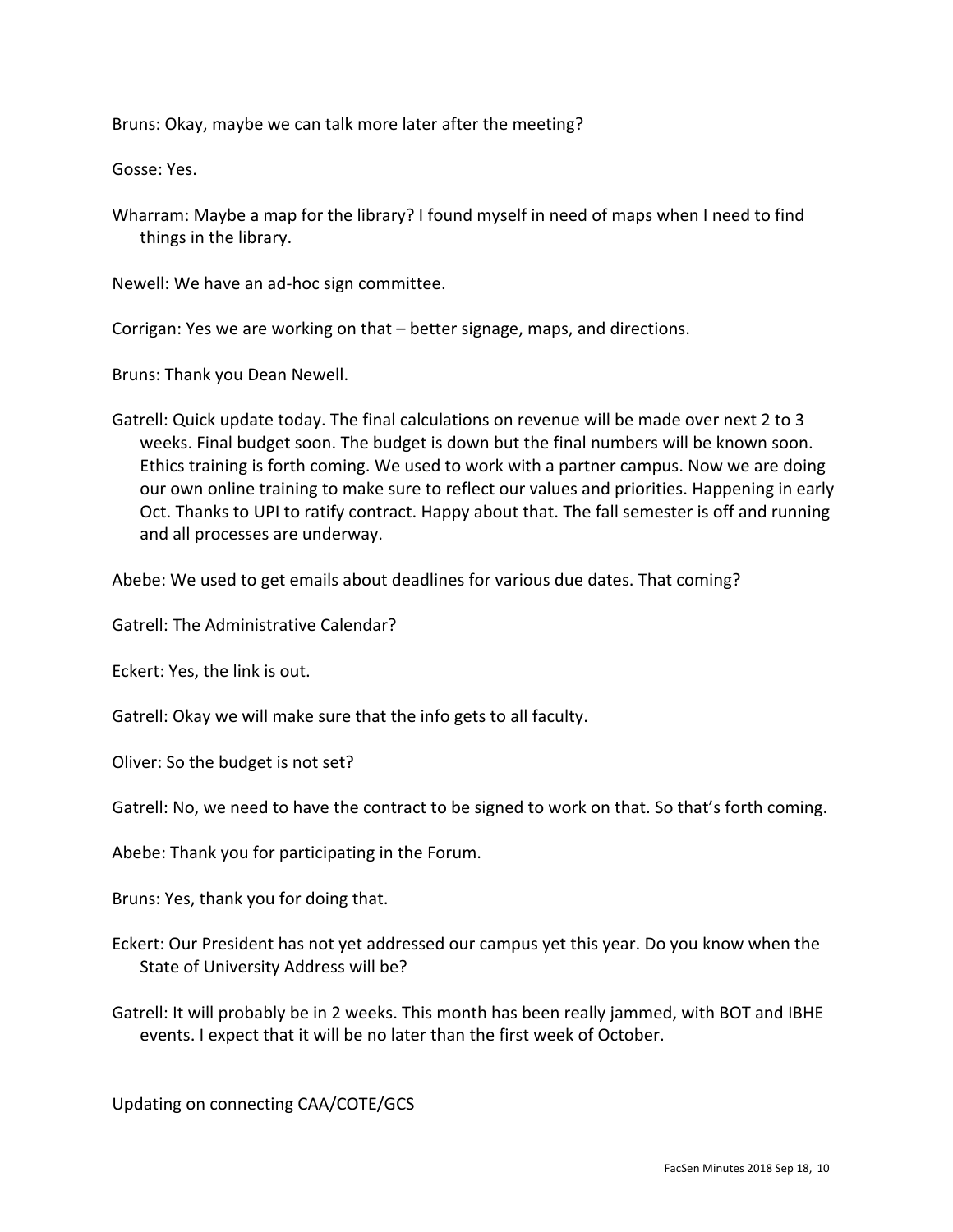Bruns: Okay, maybe we can talk more later after the meeting?

Gosse: Yes.

Wharram: Maybe a map for the library? I found myself in need of maps when I need to find things in the library.

Newell: We have an ad-hoc sign committee.

Corrigan: Yes we are working on that – better signage, maps, and directions.

Bruns: Thank you Dean Newell.

Gatrell: Quick update today. The final calculations on revenue will be made over next 2 to 3 weeks. Final budget soon. The budget is down but the final numbers will be known soon. Ethics training is forth coming. We used to work with a partner campus. Now we are doing our own online training to make sure to reflect our values and priorities. Happening in early Oct. Thanks to UPI to ratify contract. Happy about that. The fall semester is off and running and all processes are underway.

Abebe: We used to get emails about deadlines for various due dates. That coming?

Gatrell: The Administrative Calendar?

Eckert: Yes, the link is out.

Gatrell: Okay we will make sure that the info gets to all faculty.

Oliver: So the budget is not set?

Gatrell: No, we need to have the contract to be signed to work on that. So that's forth coming.

Abebe: Thank you for participating in the Forum.

Bruns: Yes, thank you for doing that.

Eckert: Our President has not yet addressed our campus yet this year. Do you know when the State of University Address will be?

Gatrell: It will probably be in 2 weeks. This month has been really jammed, with BOT and IBHE events. I expect that it will be no later than the first week of October.

Updating on connecting CAA/COTE/GCS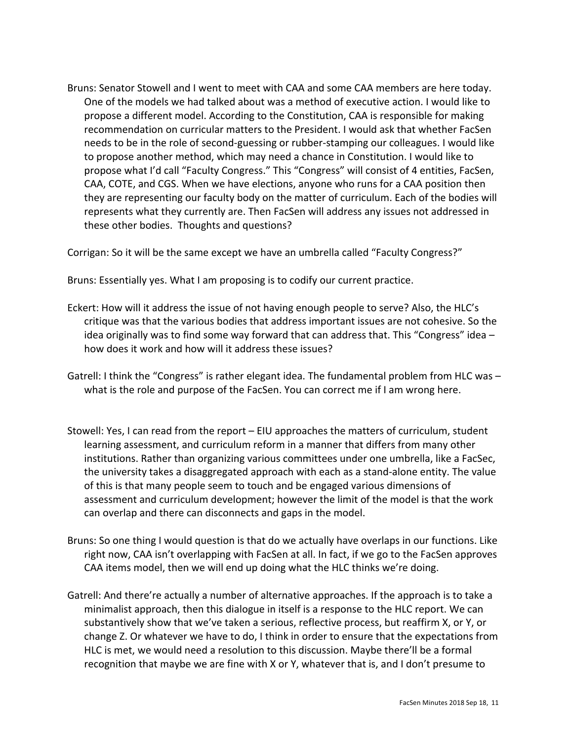Bruns: Senator Stowell and I went to meet with CAA and some CAA members are here today. One of the models we had talked about was a method of executive action. I would like to propose a different model. According to the Constitution, CAA is responsible for making recommendation on curricular matters to the President. I would ask that whether FacSen needs to be in the role of second-guessing or rubber-stamping our colleagues. I would like to propose another method, which may need a chance in Constitution. I would like to propose what I'd call "Faculty Congress." This "Congress" will consist of 4 entities, FacSen, CAA, COTE, and CGS. When we have elections, anyone who runs for a CAA position then they are representing our faculty body on the matter of curriculum. Each of the bodies will represents what they currently are. Then FacSen will address any issues not addressed in these other bodies. Thoughts and questions?

Corrigan: So it will be the same except we have an umbrella called "Faculty Congress?"

Bruns: Essentially yes. What I am proposing is to codify our current practice.

Eckert: How will it address the issue of not having enough people to serve? Also, the HLC's critique was that the various bodies that address important issues are not cohesive. So the idea originally was to find some way forward that can address that. This "Congress" idea – how does it work and how will it address these issues?

Gatrell: I think the "Congress" is rather elegant idea. The fundamental problem from HLC was – what is the role and purpose of the FacSen. You can correct me if I am wrong here.

Stowell: Yes, I can read from the report – EIU approaches the matters of curriculum, student learning assessment, and curriculum reform in a manner that differs from many other institutions. Rather than organizing various committees under one umbrella, like a FacSec, the university takes a disaggregated approach with each as a stand-alone entity. The value of this is that many people seem to touch and be engaged various dimensions of assessment and curriculum development; however the limit of the model is that the work can overlap and there can disconnects and gaps in the model.

Bruns: So one thing I would question is that do we actually have overlaps in our functions. Like right now, CAA isn't overlapping with FacSen at all. In fact, if we go to the FacSen approves CAA items model, then we will end up doing what the HLC thinks we're doing.

Gatrell: And there're actually a number of alternative approaches. If the approach is to take a minimalist approach, then this dialogue in itself is a response to the HLC report. We can substantively show that we've taken a serious, reflective process, but reaffirm X, or Y, or change Z. Or whatever we have to do, I think in order to ensure that the expectations from HLC is met, we would need a resolution to this discussion. Maybe there'll be a formal recognition that maybe we are fine with X or Y, whatever that is, and I don't presume to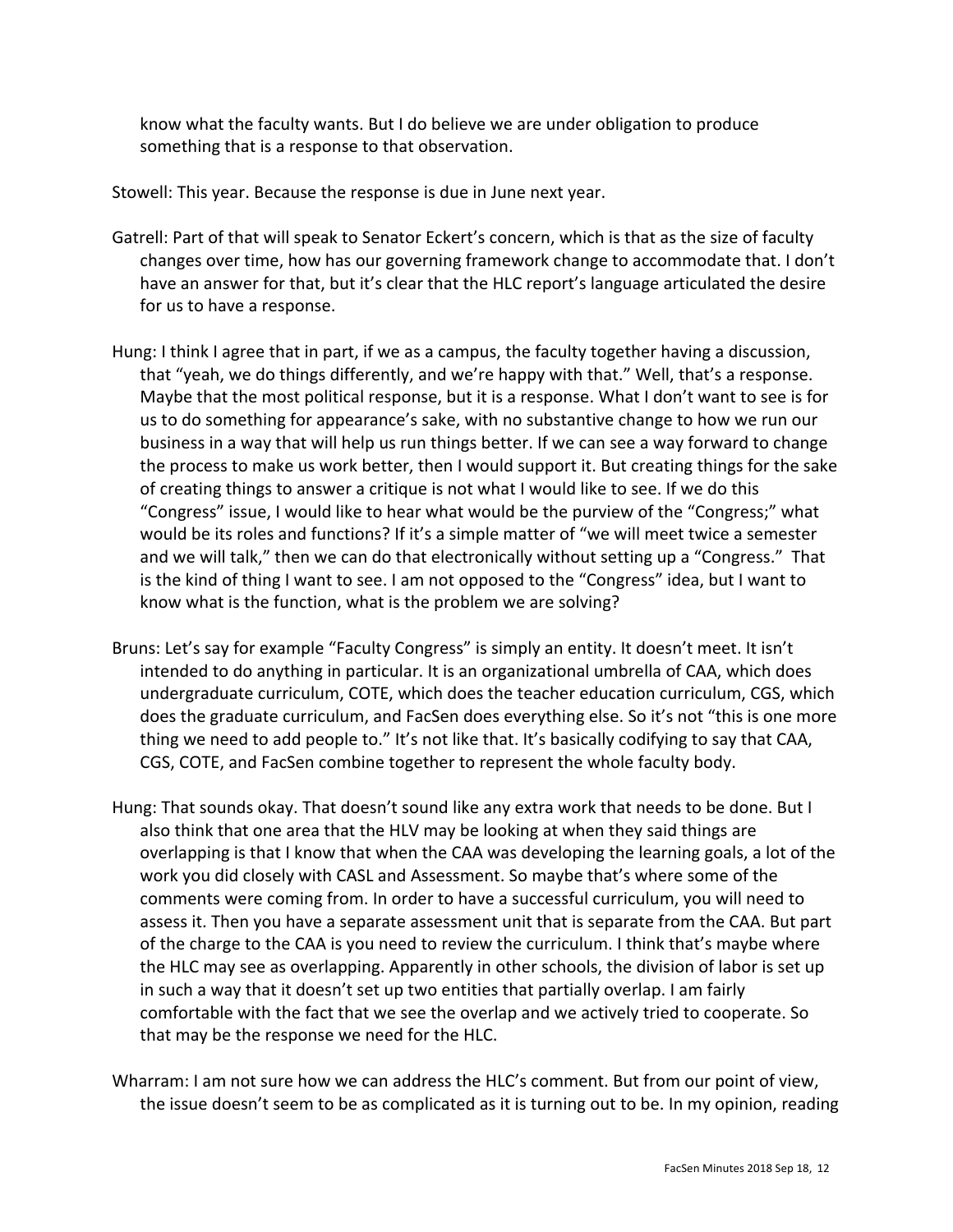know what the faculty wants. But I do believe we are under obligation to produce something that is a response to that observation.

Stowell: This year. Because the response is due in June next year.

Gatrell: Part of that will speak to Senator Eckert's concern, which is that as the size of faculty changes over time, how has our governing framework change to accommodate that. I don't have an answer for that, but it's clear that the HLC report's language articulated the desire for us to have a response.

Hung: I think I agree that in part, if we as a campus, the faculty together having a discussion, that "yeah, we do things differently, and we're happy with that." Well, that's a response. Maybe that the most political response, but it is a response. What I don't want to see is for us to do something for appearance's sake, with no substantive change to how we run our business in a way that will help us run things better. If we can see a way forward to change the process to make us work better, then I would support it. But creating things for the sake of creating things to answer a critique is not what I would like to see. If we do this "Congress" issue, I would like to hear what would be the purview of the "Congress;" what would be its roles and functions? If it's a simple matter of "we will meet twice a semester and we will talk," then we can do that electronically without setting up a "Congress." That is the kind of thing I want to see. I am not opposed to the "Congress" idea, but I want to know what is the function, what is the problem we are solving?

Bruns: Let's say for example "Faculty Congress" is simply an entity. It doesn't meet. It isn't intended to do anything in particular. It is an organizational umbrella of CAA, which does undergraduate curriculum, COTE, which does the teacher education curriculum, CGS, which does the graduate curriculum, and FacSen does everything else. So it's not "this is one more thing we need to add people to." It's not like that. It's basically codifying to say that CAA, CGS, COTE, and FacSen combine together to represent the whole faculty body.

Hung: That sounds okay. That doesn't sound like any extra work that needs to be done. But I also think that one area that the HLV may be looking at when they said things are overlapping is that I know that when the CAA was developing the learning goals, a lot of the work you did closely with CASL and Assessment. So maybe that's where some of the comments were coming from. In order to have a successful curriculum, you will need to assess it. Then you have a separate assessment unit that is separate from the CAA. But part of the charge to the CAA is you need to review the curriculum. I think that's maybe where the HLC may see as overlapping. Apparently in other schools, the division of labor is set up in such a way that it doesn't set up two entities that partially overlap. I am fairly comfortable with the fact that we see the overlap and we actively tried to cooperate. So that may be the response we need for the HLC.

Wharram: I am not sure how we can address the HLC's comment. But from our point of view, the issue doesn't seem to be as complicated as it is turning out to be. In my opinion, reading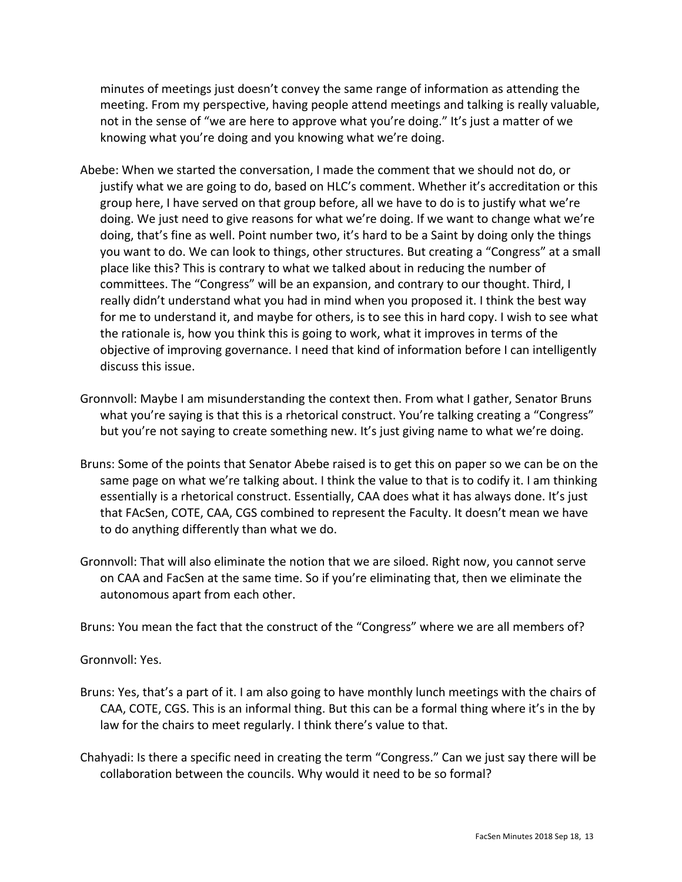minutes of meetings just doesn't convey the same range of information as attending the meeting. From my perspective, having people attend meetings and talking is really valuable, not in the sense of "we are here to approve what you're doing." It's just a matter of we knowing what you're doing and you knowing what we're doing.

Abebe: When we started the conversation, I made the comment that we should not do, or justify what we are going to do, based on HLC's comment. Whether it's accreditation or this group here, I have served on that group before, all we have to do is to justify what we're doing. We just need to give reasons for what we're doing. If we want to change what we're doing, that's fine as well. Point number two, it's hard to be a Saint by doing only the things you want to do. We can look to things, other structures. But creating a "Congress" at a small place like this? This is contrary to what we talked about in reducing the number of committees. The "Congress" will be an expansion, and contrary to our thought. Third, I really didn't understand what you had in mind when you proposed it. I think the best way for me to understand it, and maybe for others, is to see this in hard copy. I wish to see what the rationale is, how you think this is going to work, what it improves in terms of the objective of improving governance. I need that kind of information before I can intelligently discuss this issue.

Gronnvoll: Maybe I am misunderstanding the context then. From what I gather, Senator Bruns what you're saying is that this is a rhetorical construct. You're talking creating a "Congress" but you're not saying to create something new. It's just giving name to what we're doing.

Bruns: Some of the points that Senator Abebe raised is to get this on paper so we can be on the same page on what we're talking about. I think the value to that is to codify it. I am thinking essentially is a rhetorical construct. Essentially, CAA does what it has always done. It's just that FAcSen, COTE, CAA, CGS combined to represent the Faculty. It doesn't mean we have to do anything differently than what we do.

Gronnvoll: That will also eliminate the notion that we are siloed. Right now, you cannot serve on CAA and FacSen at the same time. So if you're eliminating that, then we eliminate the autonomous apart from each other.

Bruns: You mean the fact that the construct of the "Congress" where we are all members of?

Gronnvoll: Yes.

Bruns: Yes, that's a part of it. I am also going to have monthly lunch meetings with the chairs of CAA, COTE, CGS. This is an informal thing. But this can be a formal thing where it's in the by law for the chairs to meet regularly. I think there's value to that.

Chahyadi: Is there a specific need in creating the term "Congress." Can we just say there will be collaboration between the councils. Why would it need to be so formal?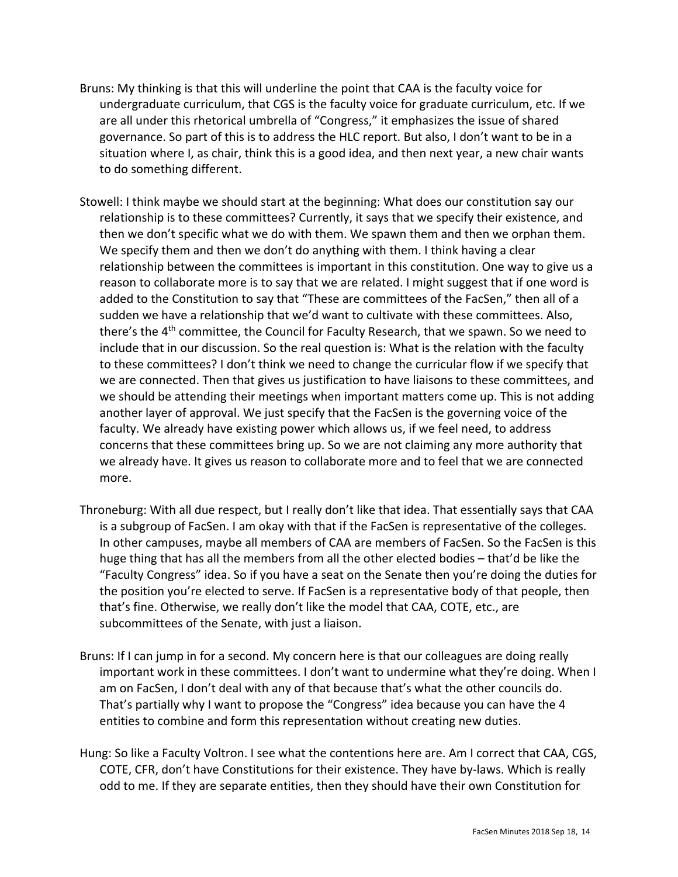Bruns: My thinking is that this will underline the point that CAA is the faculty voice for undergraduate curriculum, that CGS is the faculty voice for graduate curriculum, etc. If we are all under this rhetorical umbrella of "Congress," it emphasizes the issue of shared governance. So part of this is to address the HLC report. But also, I don't want to be in a situation where I, as chair, think this is a good idea, and then next year, a new chair wants to do something different.

Stowell: I think maybe we should start at the beginning: What does our constitution say our relationship is to these committees? Currently, it says that we specify their existence, and then we don't specific what we do with them. We spawn them and then we orphan them. We specify them and then we don't do anything with them. I think having a clear relationship between the committees is important in this constitution. One way to give us a reason to collaborate more is to say that we are related. I might suggest that if one word is added to the Constitution to say that "These are committees of the FacSen," then all of a sudden we have a relationship that we'd want to cultivate with these committees. Also, there's the 4th committee, the Council for Faculty Research, that we spawn. So we need to include that in our discussion. So the real question is: What is the relation with the faculty to these committees? I don't think we need to change the curricular flow if we specify that we are connected. Then that gives us justification to have liaisons to these committees, and we should be attending their meetings when important matters come up. This is not adding another layer of approval. We just specify that the FacSen is the governing voice of the faculty. We already have existing power which allows us, if we feel need, to address concerns that these committees bring up. So we are not claiming any more authority that we already have. It gives us reason to collaborate more and to feel that we are connected more.

Throneburg: With all due respect, but I really don't like that idea. That essentially says that CAA is a subgroup of FacSen. I am okay with that if the FacSen is representative of the colleges. In other campuses, maybe all members of CAA are members of FacSen. So the FacSen is this huge thing that has all the members from all the other elected bodies – that'd be like the "Faculty Congress" idea. So if you have a seat on the Senate then you're doing the duties for the position you're elected to serve. If FacSen is a representative body of that people, then that's fine. Otherwise, we really don't like the model that CAA, COTE, etc., are subcommittees of the Senate, with just a liaison.

Bruns: If I can jump in for a second. My concern here is that our colleagues are doing really important work in these committees. I don't want to undermine what they're doing. When I am on FacSen, I don't deal with any of that because that's what the other councils do. That's partially why I want to propose the "Congress" idea because you can have the 4 entities to combine and form this representation without creating new duties.

Hung: So like a Faculty Voltron. I see what the contentions here are. Am I correct that CAA, CGS, COTE, CFR, don't have Constitutions for their existence. They have by-laws. Which is really odd to me. If they are separate entities, then they should have their own Constitution for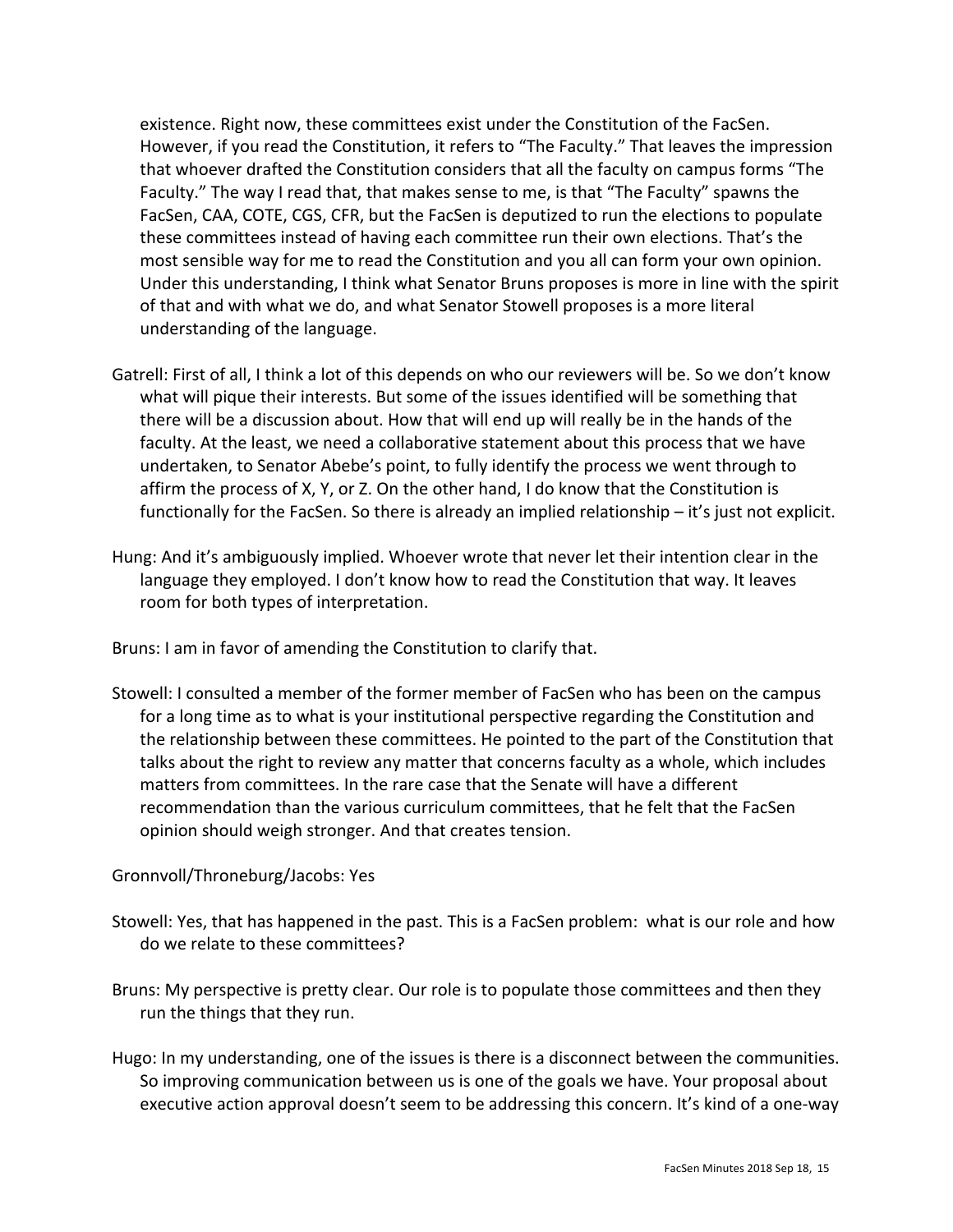existence. Right now, these committees exist under the Constitution of the FacSen. However, if you read the Constitution, it refers to "The Faculty." That leaves the impression that whoever drafted the Constitution considers that all the faculty on campus forms "The Faculty." The way I read that, that makes sense to me, is that "The Faculty" spawns the FacSen, CAA, COTE, CGS, CFR, but the FacSen is deputized to run the elections to populate these committees instead of having each committee run their own elections. That's the most sensible way for me to read the Constitution and you all can form your own opinion. Under this understanding, I think what Senator Bruns proposes is more in line with the spirit of that and with what we do, and what Senator Stowell proposes is a more literal understanding of the language.

Gatrell: First of all, I think a lot of this depends on who our reviewers will be. So we don't know what will pique their interests. But some of the issues identified will be something that there will be a discussion about. How that will end up will really be in the hands of the faculty. At the least, we need a collaborative statement about this process that we have undertaken, to Senator Abebe's point, to fully identify the process we went through to affirm the process of X, Y, or Z. On the other hand, I do know that the Constitution is functionally for the FacSen. So there is already an implied relationship – it's just not explicit.

Hung: And it's ambiguously implied. Whoever wrote that never let their intention clear in the language they employed. I don't know how to read the Constitution that way. It leaves room for both types of interpretation.

Bruns: I am in favor of amending the Constitution to clarify that.

Stowell: I consulted a member of the former member of FacSen who has been on the campus for a long time as to what is your institutional perspective regarding the Constitution and the relationship between these committees. He pointed to the part of the Constitution that talks about the right to review any matter that concerns faculty as a whole, which includes matters from committees. In the rare case that the Senate will have a different recommendation than the various curriculum committees, that he felt that the FacSen opinion should weigh stronger. And that creates tension.

Gronnvoll/Throneburg/Jacobs: Yes

Stowell: Yes, that has happened in the past. This is a FacSen problem: what is our role and how do we relate to these committees?

Bruns: My perspective is pretty clear. Our role is to populate those committees and then they run the things that they run.

Hugo: In my understanding, one of the issues is there is a disconnect between the communities. So improving communication between us is one of the goals we have. Your proposal about executive action approval doesn't seem to be addressing this concern. It's kind of a one-way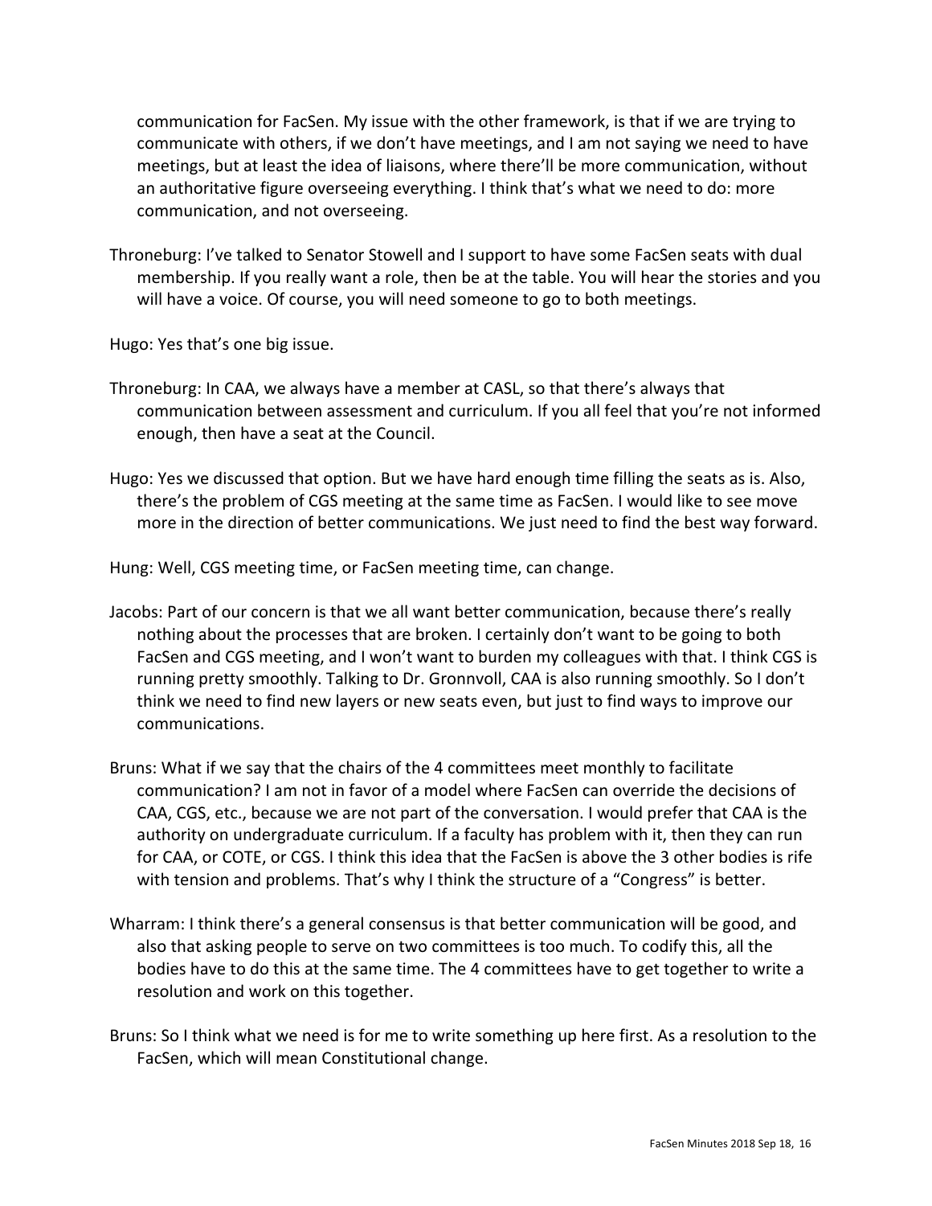communication for FacSen. My issue with the other framework, is that if we are trying to communicate with others, if we don't have meetings, and I am not saying we need to have meetings, but at least the idea of liaisons, where there'll be more communication, without an authoritative figure overseeing everything. I think that's what we need to do: more communication, and not overseeing.

Throneburg: I've talked to Senator Stowell and I support to have some FacSen seats with dual membership. If you really want a role, then be at the table. You will hear the stories and you will have a voice. Of course, you will need someone to go to both meetings.

Hugo: Yes that's one big issue.

Throneburg: In CAA, we always have a member at CASL, so that there's always that communication between assessment and curriculum. If you all feel that you're not informed enough, then have a seat at the Council.

Hugo: Yes we discussed that option. But we have hard enough time filling the seats as is. Also, there's the problem of CGS meeting at the same time as FacSen. I would like to see move more in the direction of better communications. We just need to find the best way forward.

Hung: Well, CGS meeting time, or FacSen meeting time, can change.

Jacobs: Part of our concern is that we all want better communication, because there's really nothing about the processes that are broken. I certainly don't want to be going to both FacSen and CGS meeting, and I won't want to burden my colleagues with that. I think CGS is running pretty smoothly. Talking to Dr. Gronnvoll, CAA is also running smoothly. So I don't think we need to find new layers or new seats even, but just to find ways to improve our communications.

Bruns: What if we say that the chairs of the 4 committees meet monthly to facilitate communication? I am not in favor of a model where FacSen can override the decisions of CAA, CGS, etc., because we are not part of the conversation. I would prefer that CAA is the authority on undergraduate curriculum. If a faculty has problem with it, then they can run for CAA, or COTE, or CGS. I think this idea that the FacSen is above the 3 other bodies is rife with tension and problems. That's why I think the structure of a "Congress" is better.

Wharram: I think there's a general consensus is that better communication will be good, and also that asking people to serve on two committees is too much. To codify this, all the bodies have to do this at the same time. The 4 committees have to get together to write a resolution and work on this together.

Bruns: So I think what we need is for me to write something up here first. As a resolution to the FacSen, which will mean Constitutional change.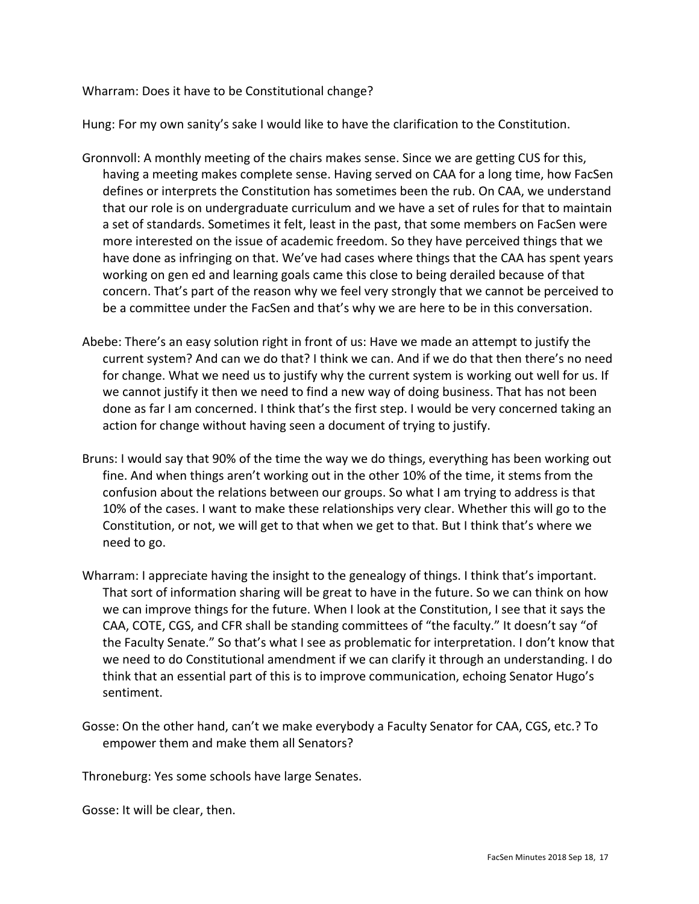Wharram: Does it have to be Constitutional change?

Hung: For my own sanity's sake I would like to have the clarification to the Constitution.

Gronnvoll: A monthly meeting of the chairs makes sense. Since we are getting CUS for this, having a meeting makes complete sense. Having served on CAA for a long time, how FacSen defines or interprets the Constitution has sometimes been the rub. On CAA, we understand that our role is on undergraduate curriculum and we have a set of rules for that to maintain a set of standards. Sometimes it felt, least in the past, that some members on FacSen were more interested on the issue of academic freedom. So they have perceived things that we have done as infringing on that. We've had cases where things that the CAA has spent years working on gen ed and learning goals came this close to being derailed because of that concern. That's part of the reason why we feel very strongly that we cannot be perceived to be a committee under the FacSen and that's why we are here to be in this conversation.

Abebe: There's an easy solution right in front of us: Have we made an attempt to justify the current system? And can we do that? I think we can. And if we do that then there's no need for change. What we need us to justify why the current system is working out well for us. If we cannot justify it then we need to find a new way of doing business. That has not been done as far I am concerned. I think that's the first step. I would be very concerned taking an action for change without having seen a document of trying to justify.

Bruns: I would say that 90% of the time the way we do things, everything has been working out fine. And when things aren't working out in the other 10% of the time, it stems from the confusion about the relations between our groups. So what I am trying to address is that 10% of the cases. I want to make these relationships very clear. Whether this will go to the Constitution, or not, we will get to that when we get to that. But I think that's where we need to go.

Wharram: I appreciate having the insight to the genealogy of things. I think that's important. That sort of information sharing will be great to have in the future. So we can think on how we can improve things for the future. When I look at the Constitution, I see that it says the CAA, COTE, CGS, and CFR shall be standing committees of "the faculty." It doesn't say "of the Faculty Senate." So that's what I see as problematic for interpretation. I don't know that we need to do Constitutional amendment if we can clarify it through an understanding. I do think that an essential part of this is to improve communication, echoing Senator Hugo's sentiment.

Gosse: On the other hand, can't we make everybody a Faculty Senator for CAA, CGS, etc.? To empower them and make them all Senators?

Throneburg: Yes some schools have large Senates.

Gosse: It will be clear, then.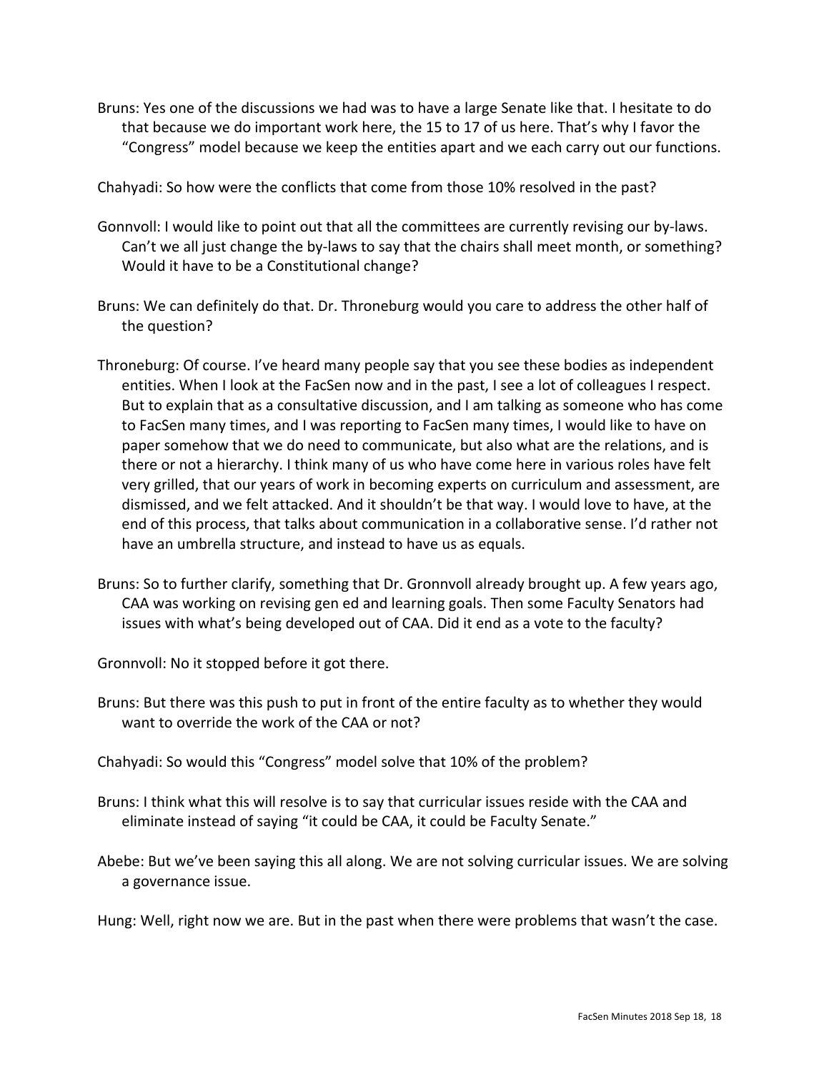Bruns: Yes one of the discussions we had was to have a large Senate like that. I hesitate to do that because we do important work here, the 15 to 17 of us here. That's why I favor the "Congress" model because we keep the entities apart and we each carry out our functions.

Chahyadi: So how were the conflicts that come from those 10% resolved in the past?

Gonnvoll: I would like to point out that all the committees are currently revising our by-laws. Can't we all just change the by-laws to say that the chairs shall meet month, or something? Would it have to be a Constitutional change?

Bruns: We can definitely do that. Dr. Throneburg would you care to address the other half of the question?

Throneburg: Of course. I've heard many people say that you see these bodies as independent entities. When I look at the FacSen now and in the past, I see a lot of colleagues I respect. But to explain that as a consultative discussion, and I am talking as someone who has come to FacSen many times, and I was reporting to FacSen many times, I would like to have on paper somehow that we do need to communicate, but also what are the relations, and is there or not a hierarchy. I think many of us who have come here in various roles have felt very grilled, that our years of work in becoming experts on curriculum and assessment, are dismissed, and we felt attacked. And it shouldn't be that way. I would love to have, at the end of this process, that talks about communication in a collaborative sense. I'd rather not have an umbrella structure, and instead to have us as equals.

Bruns: So to further clarify, something that Dr. Gronnvoll already brought up. A few years ago, CAA was working on revising gen ed and learning goals. Then some Faculty Senators had issues with what's being developed out of CAA. Did it end as a vote to the faculty?

Gronnvoll: No it stopped before it got there.

Bruns: But there was this push to put in front of the entire faculty as to whether they would want to override the work of the CAA or not?

Chahyadi: So would this "Congress" model solve that 10% of the problem?

Bruns: I think what this will resolve is to say that curricular issues reside with the CAA and eliminate instead of saying "it could be CAA, it could be Faculty Senate."

Abebe: But we've been saying this all along. We are not solving curricular issues. We are solving a governance issue.

Hung: Well, right now we are. But in the past when there were problems that wasn't the case.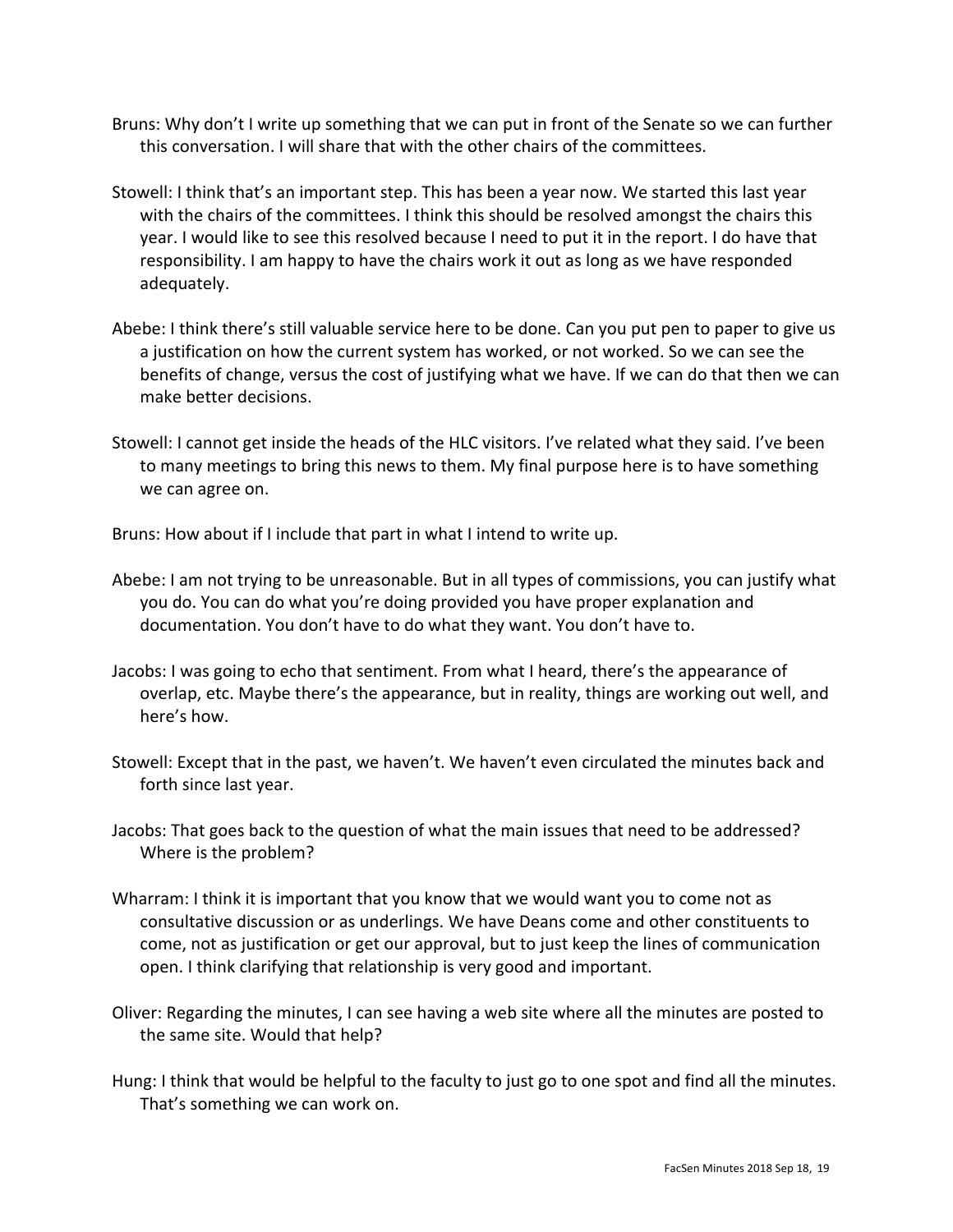Bruns: Why don't I write up something that we can put in front of the Senate so we can further this conversation. I will share that with the other chairs of the committees.

Stowell: I think that's an important step. This has been a year now. We started this last year with the chairs of the committees. I think this should be resolved amongst the chairs this year. I would like to see this resolved because I need to put it in the report. I do have that responsibility. I am happy to have the chairs work it out as long as we have responded adequately.

Abebe: I think there's still valuable service here to be done. Can you put pen to paper to give us a justification on how the current system has worked, or not worked. So we can see the benefits of change, versus the cost of justifying what we have. If we can do that then we can make better decisions.

Stowell: I cannot get inside the heads of the HLC visitors. I've related what they said. I've been to many meetings to bring this news to them. My final purpose here is to have something we can agree on.

Bruns: How about if I include that part in what I intend to write up.

Abebe: I am not trying to be unreasonable. But in all types of commissions, you can justify what you do. You can do what you're doing provided you have proper explanation and documentation. You don't have to do what they want. You don't have to.

Jacobs: I was going to echo that sentiment. From what I heard, there's the appearance of overlap, etc. Maybe there's the appearance, but in reality, things are working out well, and here's how.

Stowell: Except that in the past, we haven't. We haven't even circulated the minutes back and forth since last year.

Jacobs: That goes back to the question of what the main issues that need to be addressed? Where is the problem?

Wharram: I think it is important that you know that we would want you to come not as consultative discussion or as underlings. We have Deans come and other constituents to come, not as justification or get our approval, but to just keep the lines of communication open. I think clarifying that relationship is very good and important.

Oliver: Regarding the minutes, I can see having a web site where all the minutes are posted to the same site. Would that help?

Hung: I think that would be helpful to the faculty to just go to one spot and find all the minutes. That's something we can work on.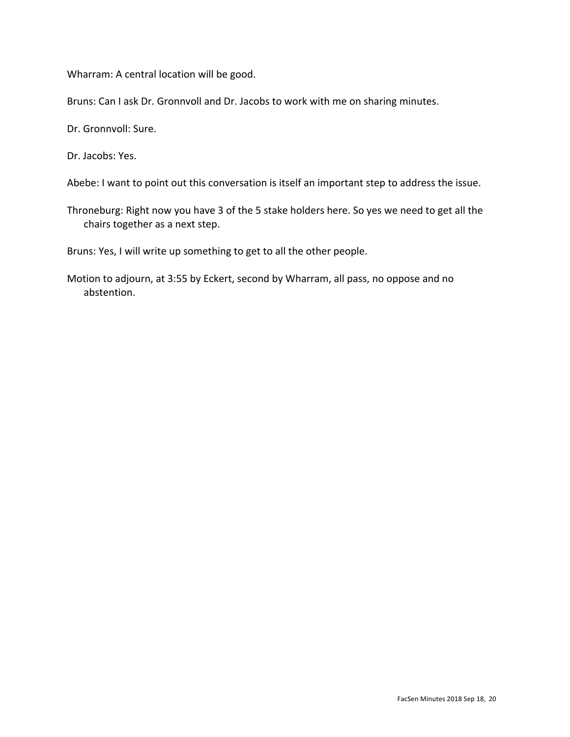Wharram: A central location will be good.

Bruns: Can I ask Dr. Gronnvoll and Dr. Jacobs to work with me on sharing minutes.

Dr. Gronnvoll: Sure.

Dr. Jacobs: Yes.

Abebe: I want to point out this conversation is itself an important step to address the issue.

Throneburg: Right now you have 3 of the 5 stake holders here. So yes we need to get all the chairs together as a next step.

Bruns: Yes, I will write up something to get to all the other people.

Motion to adjourn, at 3:55 by Eckert, second by Wharram, all pass, no oppose and no abstention.